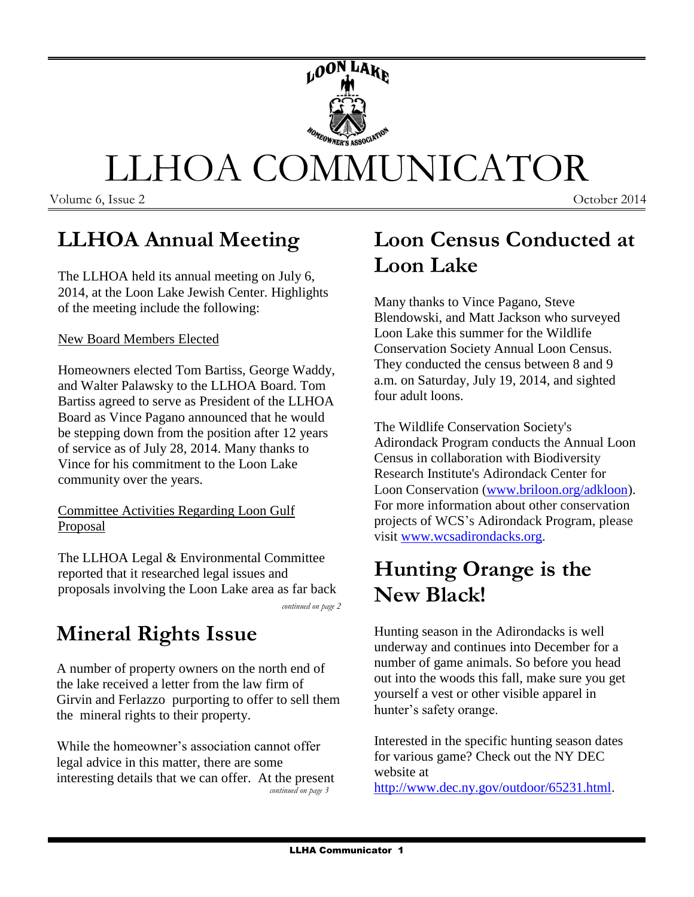# LLHOA COMMUNICATOR

Volume 6, Issue 2 October 2014

## LLHOA Annual Meeting

The LLHOA held its annual meeting on July 6, 2014, at the Loon Lake Jewish Center. Highlights of the meeting include the following:

New Board Members Elected

Homeowners elected Tom Bartiss, George Waddy, and Walter Palawsky to the LLHOA Board. Tom Bartiss agreed to serve as President of the LLHOA Board as Vince Pagano announced that he would be stepping down from the position after 12 years of service as of July 28, 2014. Many thanks to Vince for his commitment to the Loon Lake community over the years.

Committee Activities Regarding Loon Gulf Proposal

The LLHOA Legal & Environmental Committee reported that it researched legal issues and proposals involving the Loon Lake area as far back

*continued on page 2*

## Mineral Rights Issue

A number of property owners on the north end of the lake received a letter from the law firm of Girvin and Ferlazzo purporting to offer to sell them the mineral rights to their property.

While the homeowner's association cannot offer legal advice in this matter, there are some interesting details that we can offer. At the present

*continued on page 3*

## Loon Census Conducted at Loon Lake

Many thanks to Vince Pagano, Steve Blendowski, and Matt Jackson who surveyed Loon Lake this summer for the Wildlife Conservation Society Annual Loon Census. They conducted the census between 8 and 9 a.m. on Saturday, July 19, 2014, and sighted four adult loons.

The Wildlife Conservation Society's Adirondack Program conducts the Annual Loon Census in collaboration with Biodiversity Research Institute's Adirondack Center for Loon Conservation (www.briloon.org/adkloon). For more information about other conservation projects of WCS's Adirondack Program, please visit www.wcsadirondacks.org.

## Hunting Orange is the New Black!

Hunting season in the Adirondacks is well underway and continues into December for a number of game animals. So before you head out into the woods this fall, make sure you get yourself a vest or other visible apparel in hunter's safety orange.

Interested in the specific hunting season dates for various game? Check out the NY DEC website at http://www.dec.ny.gov/outdoor/65231.html.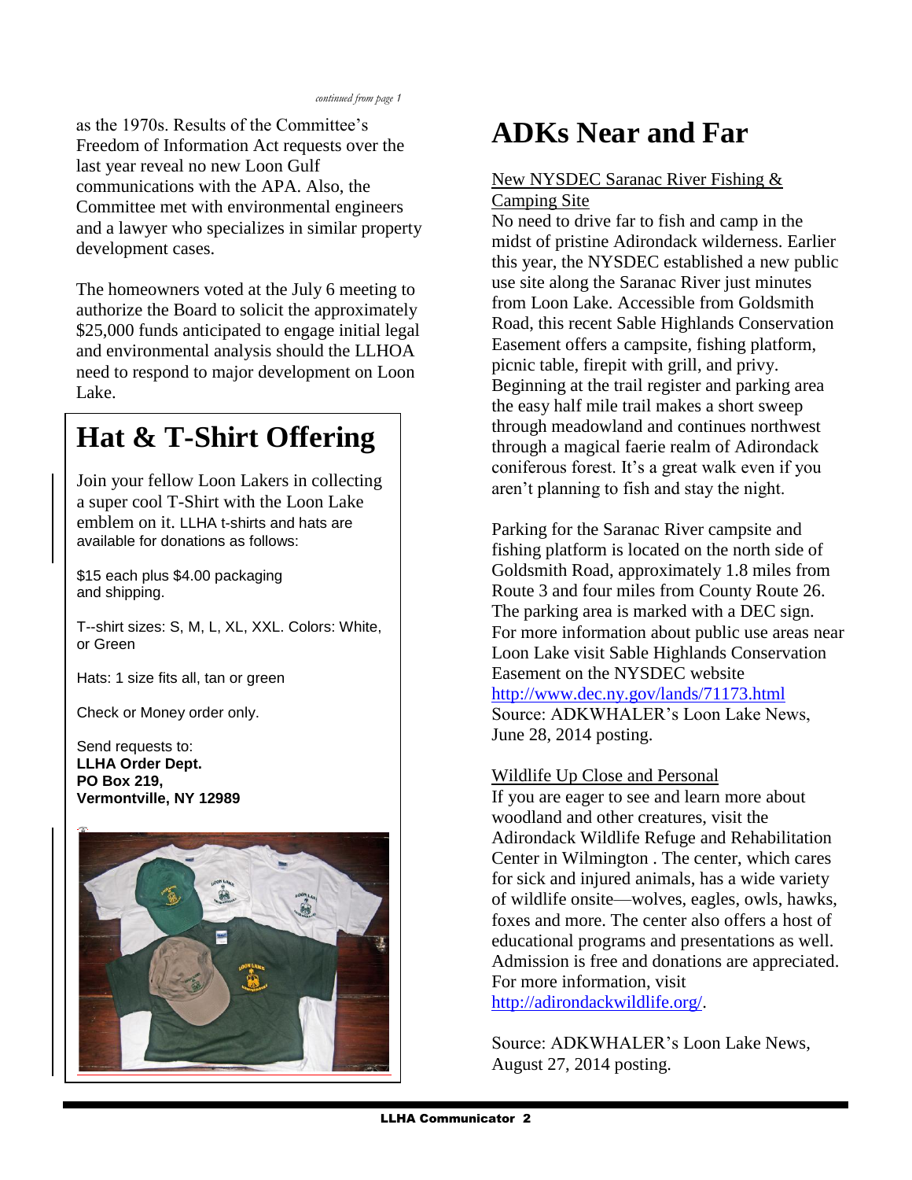*continued from page 1*

as the 1970s. Results of the Committee's Freedom of Information Act requests over the last year reveal no new Loon Gulf communications with the APA. Also, the Committee met with environmental engineers and a lawyer who specializes in similar property development cases.

The homeowners voted at the July 6 meeting to authorize the Board to solicit the approximately $25,000 funds anticipated to engage initial legal and environmental analysis should the LLHOA need to respond to major development on Loon Lake.

# Hat & T-Shirt Offering

Join your fellow Loon Lakers in collecting a super cool T-Shirt with the Loon Lake emblem on it. LLHA t-shirts and hats are available for donations as follows:

$15 each plus $4.00 packaging and shipping.

T--shirt sizes: S, M, L, XL, XXL. Colors: White, or Green

Hats: 1 size fits all, tan or green

Check or Money order only.

Send requests to:
**LLHA Order Dept.**
**PO Box 219,**
**Vermontville, NY 12989**

# ADKs Near and Far

New NYSDEC Saranac River Fishing & Camping Site

No need to drive far to fish and camp in the midst of pristine Adirondack wilderness. Earlier this year, the NYSDEC established a new public use site along the Saranac River just minutes from Loon Lake. Accessible from Goldsmith Road, this recent Sable Highlands Conservation Easement offers a campsite, fishing platform, picnic table, firepit with grill, and privy. Beginning at the trail register and parking area the easy half mile trail makes a short sweep through meadowland and continues northwest through a magical faerie realm of Adirondack coniferous forest. It's a great walk even if you aren't planning to fish and stay the night.

Parking for the Saranac River campsite and fishing platform is located on the north side of Goldsmith Road, approximately 1.8 miles from Route 3 and four miles from County Route 26. The parking area is marked with a DEC sign. For more information about public use areas near Loon Lake visit Sable Highlands Conservation Easement on the NYSDEC website http://www.dec.ny.gov/lands/71173.html
Source: ADKWHALER's Loon Lake News, June 28, 2014 posting.

Wildlife Up Close and Personal

If you are eager to see and learn more about woodland and other creatures, visit the Adirondack Wildlife Refuge and Rehabilitation Center in Wilmington . The center, which cares for sick and injured animals, has a wide variety of wildlife onsite—wolves, eagles, owls, hawks, foxes and more. The center also offers a host of educational programs and presentations as well. Admission is free and donations are appreciated. For more information, visit http://adirondackwildlife.org/.

Source: ADKWHALER's Loon Lake News, August 27, 2014 posting.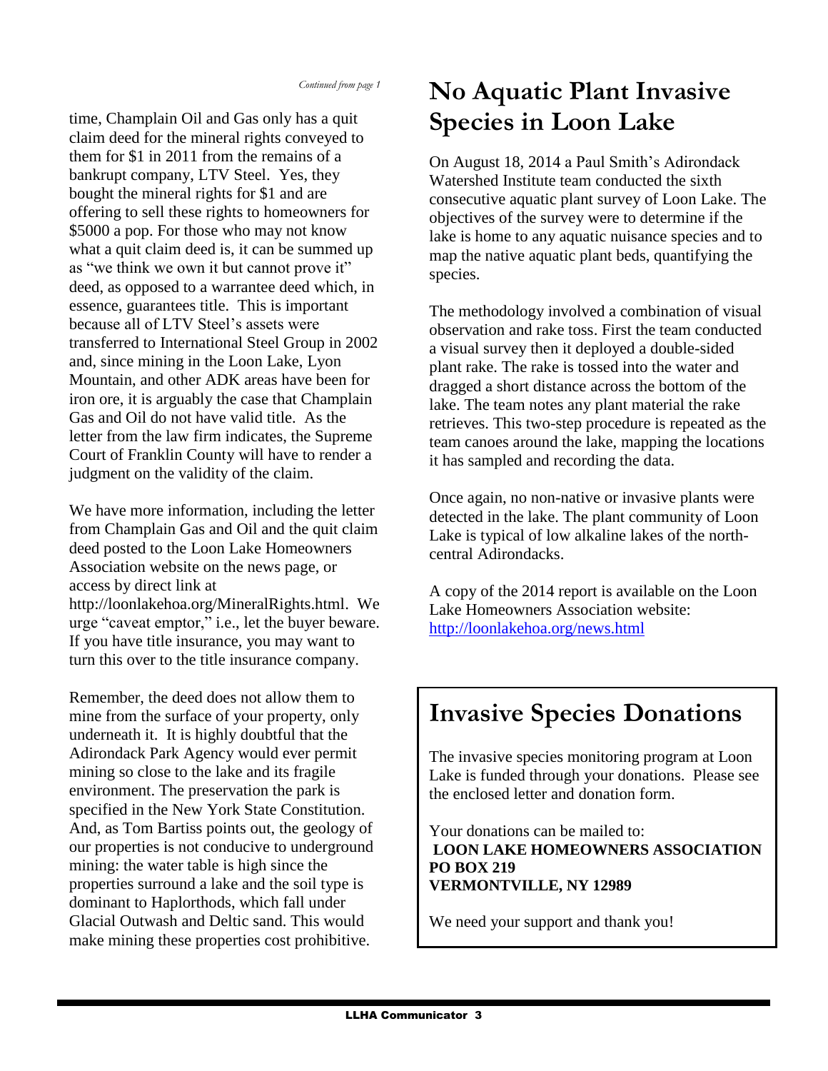*Continued from page 1*

time, Champlain Oil and Gas only has a quit claim deed for the mineral rights conveyed to them for $1 in 2011 from the remains of a bankrupt company, LTV Steel. Yes, they bought the mineral rights for $1 and are offering to sell these rights to homeowners for $5000 a pop. For those who may not know what a quit claim deed is, it can be summed up as "we think we own it but cannot prove it" deed, as opposed to a warrantee deed which, in essence, guarantees title. This is important because all of LTV Steel's assets were transferred to International Steel Group in 2002 and, since mining in the Loon Lake, Lyon Mountain, and other ADK areas have been for iron ore, it is arguably the case that Champlain Gas and Oil do not have valid title. As the letter from the law firm indicates, the Supreme Court of Franklin County will have to render a judgment on the validity of the claim.

We have more information, including the letter from Champlain Gas and Oil and the quit claim deed posted to the Loon Lake Homeowners Association website on the news page, or access by direct link at http://loonlakehoa.org/MineralRights.html. We urge "caveat emptor," i.e., let the buyer beware. If you have title insurance, you may want to turn this over to the title insurance company.

Remember, the deed does not allow them to mine from the surface of your property, only underneath it. It is highly doubtful that the Adirondack Park Agency would ever permit mining so close to the lake and its fragile environment. The preservation the park is specified in the New York State Constitution. And, as Tom Bartiss points out, the geology of our properties is not conducive to underground mining: the water table is high since the properties surround a lake and the soil type is dominant to Haplorthods, which fall under Glacial Outwash and Deltic sand. This would make mining these properties cost prohibitive.

# No Aquatic Plant Invasive Species in Loon Lake

On August 18, 2014 a Paul Smith's Adirondack Watershed Institute team conducted the sixth consecutive aquatic plant survey of Loon Lake. The objectives of the survey were to determine if the lake is home to any aquatic nuisance species and to map the native aquatic plant beds, quantifying the species.

The methodology involved a combination of visual observation and rake toss. First the team conducted a visual survey then it deployed a double-sided plant rake. The rake is tossed into the water and dragged a short distance across the bottom of the lake. The team notes any plant material the rake retrieves. This two-step procedure is repeated as the team canoes around the lake, mapping the locations it has sampled and recording the data.

Once again, no non-native or invasive plants were detected in the lake. The plant community of Loon Lake is typical of low alkaline lakes of the north-central Adirondacks.

A copy of the 2014 report is available on the Loon Lake Homeowners Association website: [http://loonlakehoa.org/news.html](http://loonlakehoa.org/news.html)

# Invasive Species Donations

The invasive species monitoring program at Loon Lake is funded through your donations. Please see the enclosed letter and donation form.

Your donations can be mailed to:
**LOON LAKE HOMEOWNERS ASSOCIATION**
**PO BOX 219**
**VERMONTVILLE, NY 12989**

We need your support and thank you!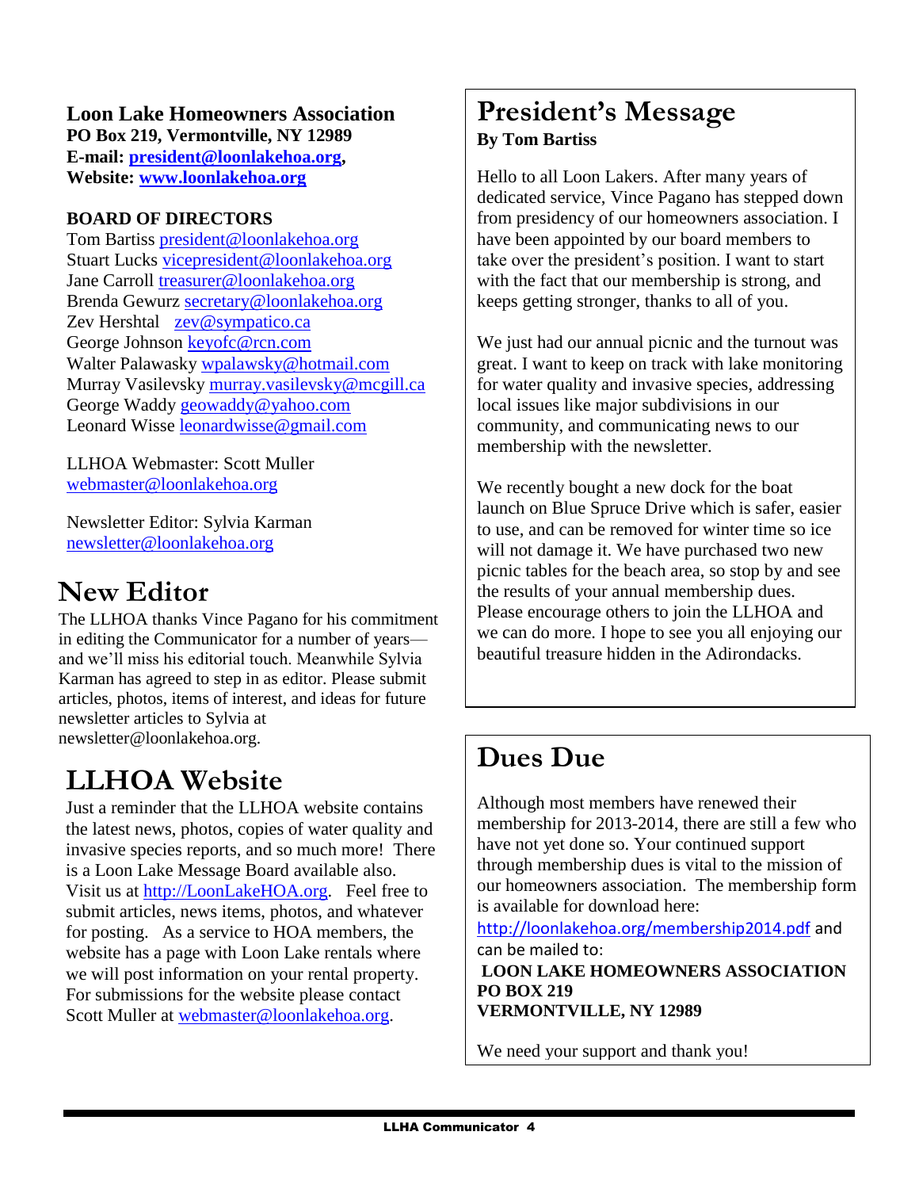**Loon Lake Homeowners Association**
**PO Box 219, Vermontville, NY 12989**
**E-mail: president@loonlakehoa.org,**
**Website: www.loonlakehoa.org**

**BOARD OF DIRECTORS**

Tom Bartiss president@loonlakehoa.org
Stuart Lucks vicepresident@loonlakehoa.org
Jane Carroll treasurer@loonlakehoa.org
Brenda Gewurz secretary@loonlakehoa.org
Zev Hershtal zev@sympatico.ca
George Johnson keyofc@rcn.com
Walter Palawasky wpalawsky@hotmail.com
Murray Vasilevsky murray.vasilevsky@mcgill.ca
George Waddy geowaddy@yahoo.com
Leonard Wisse leonardwisse@gmail.com

LLHOA Webmaster: Scott Muller
webmaster@loonlakehoa.org

Newsletter Editor: Sylvia Karman
newsletter@loonlakehoa.org

# New Editor

The LLHOA thanks Vince Pagano for his commitment in editing the Communicator for a number of years—and we'll miss his editorial touch. Meanwhile Sylvia Karman has agreed to step in as editor. Please submit articles, photos, items of interest, and ideas for future newsletter articles to Sylvia at newsletter@loonlakehoa.org.

# LLHOA Website

Just a reminder that the LLHOA website contains the latest news, photos, copies of water quality and invasive species reports, and so much more! There is a Loon Lake Message Board available also. Visit us at http://LoonLakeHOA.org. Feel free to submit articles, news items, photos, and whatever for posting. As a service to HOA members, the website has a page with Loon Lake rentals where we will post information on your rental property. For submissions for the website please contact Scott Muller at webmaster@loonlakehoa.org.

# President's Message

**By Tom Bartiss**

Hello to all Loon Lakers. After many years of dedicated service, Vince Pagano has stepped down from presidency of our homeowners association. I have been appointed by our board members to take over the president's position. I want to start with the fact that our membership is strong, and keeps getting stronger, thanks to all of you.

We just had our annual picnic and the turnout was great. I want to keep on track with lake monitoring for water quality and invasive species, addressing local issues like major subdivisions in our community, and communicating news to our membership with the newsletter.

We recently bought a new dock for the boat launch on Blue Spruce Drive which is safer, easier to use, and can be removed for winter time so ice will not damage it. We have purchased two new picnic tables for the beach area, so stop by and see the results of your annual membership dues. Please encourage others to join the LLHOA and we can do more. I hope to see you all enjoying our beautiful treasure hidden in the Adirondacks.

# Dues Due

Although most members have renewed their membership for 2013-2014, there are still a few who have not yet done so. Your continued support through membership dues is vital to the mission of our homeowners association. The membership form is available for download here: http://loonlakehoa.org/membership2014.pdf and can be mailed to:

**LOON LAKE HOMEOWNERS ASSOCIATION**
**PO BOX 219**
**VERMONTVILLE, NY 12989**

We need your support and thank you!